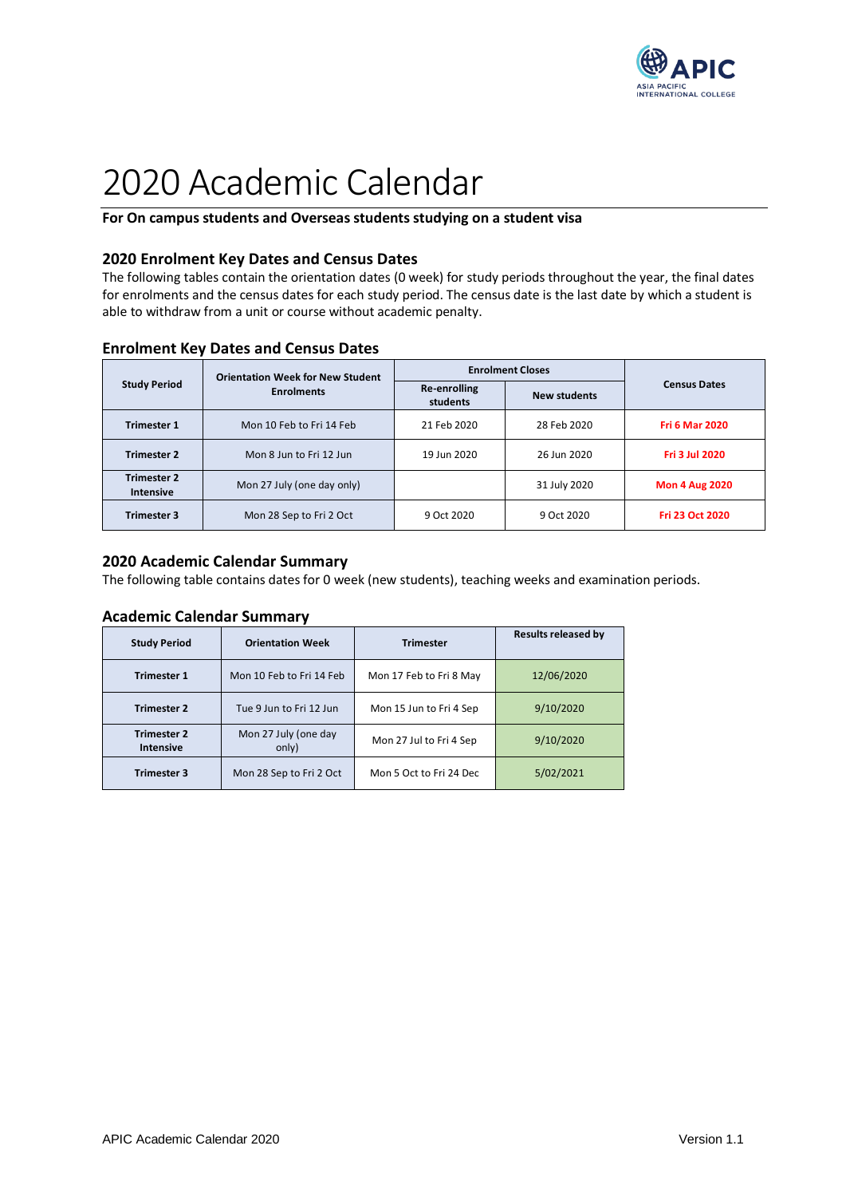# 2020 Academic Calendar

**For On campus students and Overseas students studying on a student visa**

## 2020 Enrolment Key Dates and Census Dates

The following tables contain the orientation dates (0 week) for study periods throughout the year, the final dates for enrolments and the census dates for each study period. The census date is the last date by which a student is able to withdraw from a unit or course without academic penalty.

### Enrolment Key Dates and Census Dates

| Study Period | Orientation Week for New Student Enrolments | Enrolment Closes | | Census Dates |
|---|---|---|---|---|
| | | Re-enrolling students | New students | |
| **Trimester 1** | Mon 10 Feb to Fri 14 Feb | 21 Feb 2020 | 28 Feb 2020 | **Fri 6 Mar 2020** |
| **Trimester 2** | Mon 8 Jun to Fri 12 Jun | 19 Jun 2020 | 26 Jun 2020 | **Fri 3 Jul 2020** |
| **Trimester 2 Intensive** | Mon 27 July (one day only) | | 31 July 2020 | **Mon 4 Aug 2020** |
| **Trimester 3** | Mon 28 Sep to Fri 2 Oct | 9 Oct 2020 | 9 Oct 2020 | **Fri 23 Oct 2020** |

## 2020 Academic Calendar Summary

The following table contains dates for 0 week (new students), teaching weeks and examination periods.

### Academic Calendar Summary

| Study Period | Orientation Week | Trimester | Results released by |
|---|---|---|---|
| **Trimester 1** | Mon 10 Feb to Fri 14 Feb | Mon 17 Feb to Fri 8 May | 12/06/2020 |
| **Trimester 2** | Tue 9 Jun to Fri 12 Jun | Mon 15 Jun to Fri 4 Sep | 9/10/2020 |
| **Trimester 2 Intensive** | Mon 27 July (one day only) | Mon 27 Jul to Fri 4 Sep | 9/10/2020 |
| **Trimester 3** | Mon 28 Sep to Fri 2 Oct | Mon 5 Oct to Fri 24 Dec | 5/02/2021 |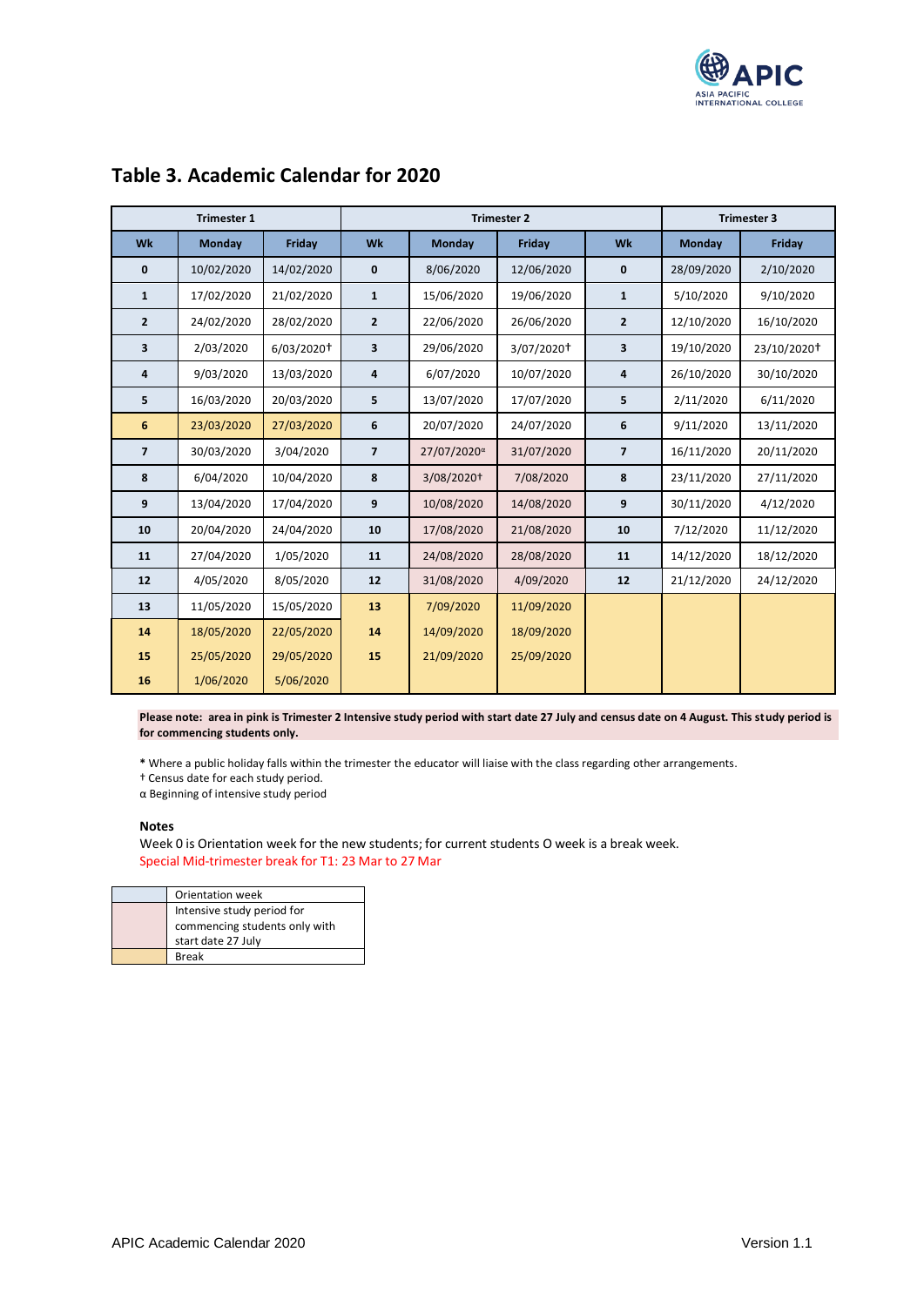## Table 3. Academic Calendar for 2020

| Trimester 1 | | | Trimester 2 | | | Trimester 3 | | |
|---|---|---|---|---|---|---|---|---|
| **Wk** | **Monday** | **Friday** | **Wk** | **Monday** | **Friday** | **Wk** | **Monday** | **Friday** |
| **0** | 10/02/2020 | 14/02/2020 | **0** | 8/06/2020 | 12/06/2020 | **0** | 28/09/2020 | 2/10/2020 |
| **1** | 17/02/2020 | 21/02/2020 | **1** | 15/06/2020 | 19/06/2020 | **1** | 5/10/2020 | 9/10/2020 |
| **2** | 24/02/2020 | 28/02/2020 | **2** | 22/06/2020 | 26/06/2020 | **2** | 12/10/2020 | 16/10/2020 |
| **3** | 2/03/2020 | 6/03/2020† | **3** | 29/06/2020 | 3/07/2020† | **3** | 19/10/2020 | 23/10/2020† |
| **4** | 9/03/2020 | 13/03/2020 | **4** | 6/07/2020 | 10/07/2020 | **4** | 26/10/2020 | 30/10/2020 |
| **5** | 16/03/2020 | 20/03/2020 | **5** | 13/07/2020 | 17/07/2020 | **5** | 2/11/2020 | 6/11/2020 |
| **6** | 23/03/2020 | 27/03/2020 | **6** | 20/07/2020 | 24/07/2020 | **6** | 9/11/2020 | 13/11/2020 |
| **7** | 30/03/2020 | 3/04/2020 | **7** | 27/07/2020α | 31/07/2020 | **7** | 16/11/2020 | 20/11/2020 |
| **8** | 6/04/2020 | 10/04/2020 | **8** | 3/08/2020† | 7/08/2020 | **8** | 23/11/2020 | 27/11/2020 |
| **9** | 13/04/2020 | 17/04/2020 | **9** | 10/08/2020 | 14/08/2020 | **9** | 30/11/2020 | 4/12/2020 |
| **10** | 20/04/2020 | 24/04/2020 | **10** | 17/08/2020 | 21/08/2020 | **10** | 7/12/2020 | 11/12/2020 |
| **11** | 27/04/2020 | 1/05/2020 | **11** | 24/08/2020 | 28/08/2020 | **11** | 14/12/2020 | 18/12/2020 |
| **12** | 4/05/2020 | 8/05/2020 | **12** | 31/08/2020 | 4/09/2020 | **12** | 21/12/2020 | 24/12/2020 |
| **13** | 11/05/2020 | 15/05/2020 | **13** | 7/09/2020 | 11/09/2020 | | | |
| **14** | 18/05/2020 | 22/05/2020 | **14** | 14/09/2020 | 18/09/2020 | | | |
| **15** | 25/05/2020 | 29/05/2020 | **15** | 21/09/2020 | 25/09/2020 | | | |
| **16** | 1/06/2020 | 5/06/2020 | | | | | | |

**Please note: area in pink is Trimester 2 Intensive study period with start date 27 July and census date on 4 August. This study period is for commencing students only.**

**\*** Where a public holiday falls within the trimester the educator will liaise with the class regarding other arrangements.
† Census date for each study period.
α Beginning of intensive study period

**Notes**

Week 0 is Orientation week for the new students; for current students O week is a break week.
Special Mid-trimester break for T1: 23 Mar to 27 Mar

| | |
|---|---|
| (blue) | Orientation week |
| (pink) | Intensive study period for commencing students only with start date 27 July |
| (yellow) | Break |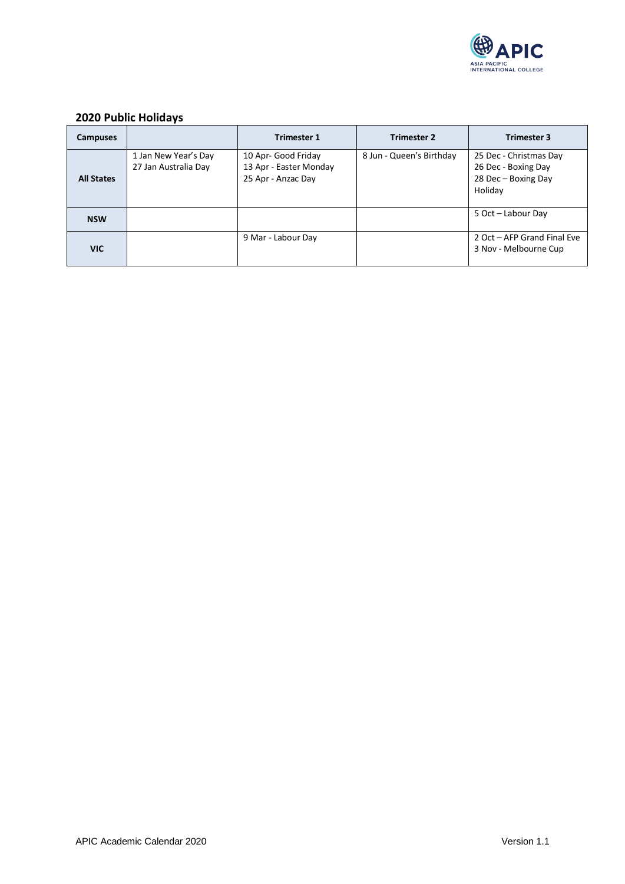## 2020 Public Holidays

| Campuses | | Trimester 1 | Trimester 2 | Trimester 3 |
|---|---|---|---|---|
| **All States** | 1 Jan New Year's Day<br>27 Jan Australia Day | 10 Apr- Good Friday<br>13 Apr - Easter Monday<br>25 Apr - Anzac Day | 8 Jun - Queen's Birthday | 25 Dec - Christmas Day<br>26 Dec - Boxing Day<br>28 Dec – Boxing Day Holiday |
| **NSW** | | | | 5 Oct – Labour Day |
| **VIC** | | 9 Mar - Labour Day | | 2 Oct – AFP Grand Final Eve<br>3 Nov - Melbourne Cup |